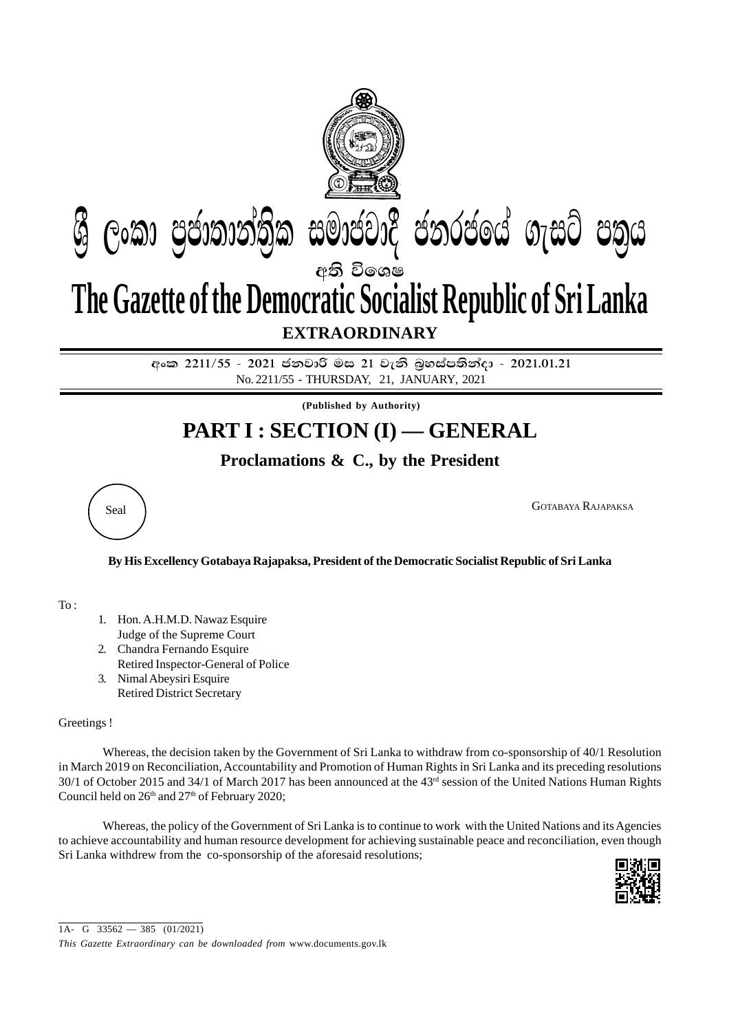# ශ්‍රී ලංකා ප්‍රජාතාන්ත්‍රික සමාජවාදී ජනරජයේ ගැසට් පත්‍රය

අති විශෙෂ

# The Gazette of the Democratic Socialist Republic of Sri Lanka

**EXTRAORDINARY**

**අංක 2211/55 - 2021 ජනවාරි මස 21 වැනි බ්‍රහස්පතින්දා - 2021.01.21**

No. 2211/55 - THURSDAY, 21, JANUARY, 2021

**(Published by Authority)**

## PART I : SECTION (I) — GENERAL

### Proclamations & C., by the President

Seal

GOTABAYA RAJAPAKSA

**By His Excellency Gotabaya Rajapaksa, President of the Democratic Socialist Republic of Sri Lanka**

To :

1. Hon. A.H.M.D. Nawaz Esquire
   Judge of the Supreme Court
2. Chandra Fernando Esquire
   Retired Inspector-General of Police
3. Nimal Abeysiri Esquire
   Retired District Secretary

Greetings !

Whereas, the decision taken by the Government of Sri Lanka to withdraw from co-sponsorship of 40/1 Resolution in March 2019 on Reconciliation, Accountability and Promotion of Human Rights in Sri Lanka and its preceding resolutions 30/1 of October 2015 and 34/1 of March 2017 has been announced at the 43rd session of the United Nations Human Rights Council held on 26th and 27th of February 2020;

Whereas, the policy of the Government of Sri Lanka is to continue to work with the United Nations and its Agencies to achieve accountability and human resource development for achieving sustainable peace and reconciliation, even though Sri Lanka withdrew from the co-sponsorship of the aforesaid resolutions;

1A- G 33562 — 385 (01/2021)

*This Gazette Extraordinary can be downloaded from* www.documents.gov.lk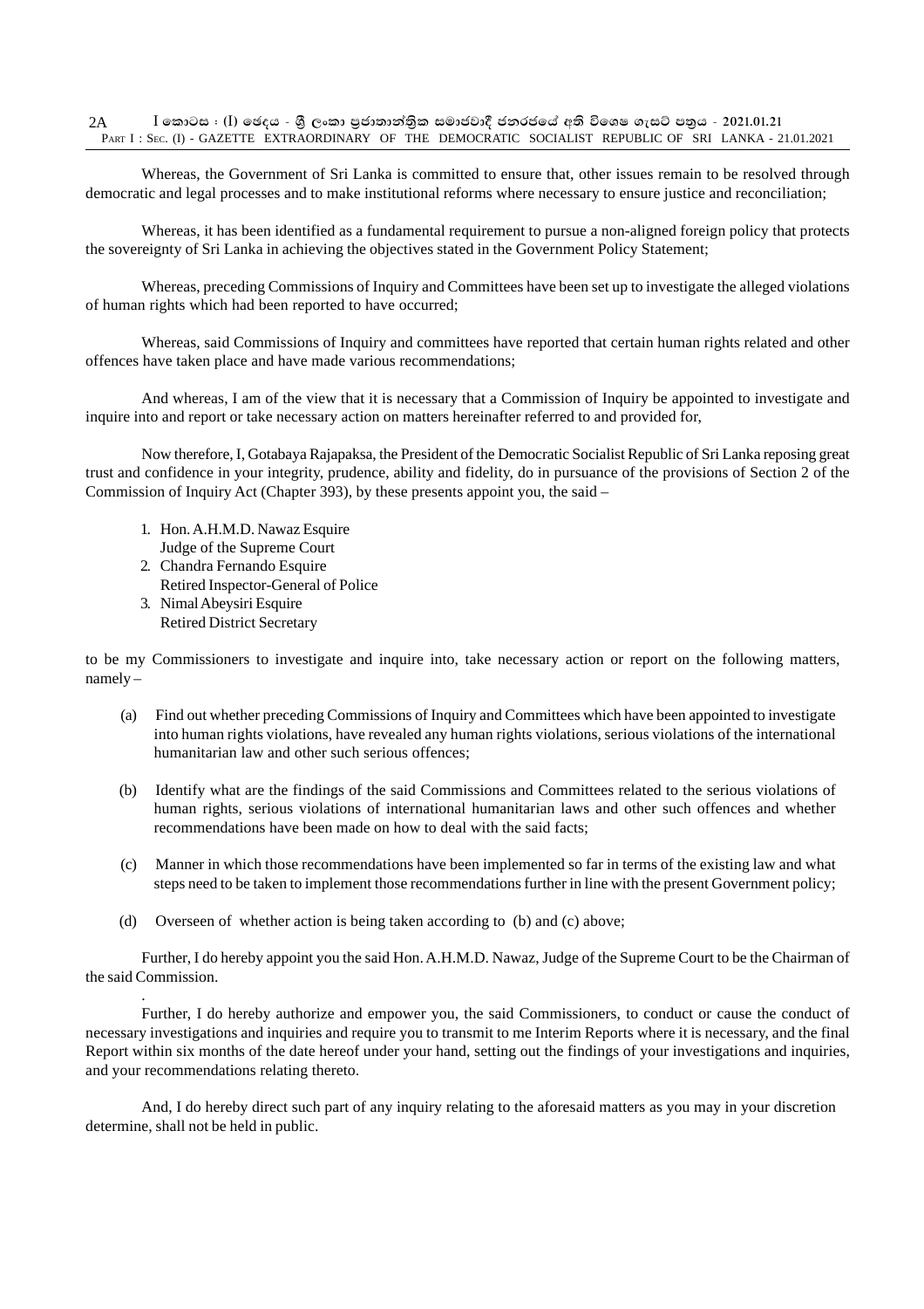Whereas, the Government of Sri Lanka is committed to ensure that, other issues remain to be resolved through democratic and legal processes and to make institutional reforms where necessary to ensure justice and reconciliation;

Whereas, it has been identified as a fundamental requirement to pursue a non-aligned foreign policy that protects the sovereignty of Sri Lanka in achieving the objectives stated in the Government Policy Statement;

Whereas, preceding Commissions of Inquiry and Committees have been set up to investigate the alleged violations of human rights which had been reported to have occurred;

Whereas, said Commissions of Inquiry and committees have reported that certain human rights related and other offences have taken place and have made various recommendations;

And whereas, I am of the view that it is necessary that a Commission of Inquiry be appointed to investigate and inquire into and report or take necessary action on matters hereinafter referred to and provided for,

Now therefore, I, Gotabaya Rajapaksa, the President of the Democratic Socialist Republic of Sri Lanka reposing great trust and confidence in your integrity, prudence, ability and fidelity, do in pursuance of the provisions of Section 2 of the Commission of Inquiry Act (Chapter 393), by these presents appoint you, the said –

1. Hon. A.H.M.D. Nawaz Esquire
   Judge of the Supreme Court
2. Chandra Fernando Esquire
   Retired Inspector-General of Police
3. Nimal Abeysiri Esquire
   Retired District Secretary

to be my Commissioners to investigate and inquire into, take necessary action or report on the following matters, namely –

(a) Find out whether preceding Commissions of Inquiry and Committees which have been appointed to investigate into human rights violations, have revealed any human rights violations, serious violations of the international humanitarian law and other such serious offences;

(b) Identify what are the findings of the said Commissions and Committees related to the serious violations of human rights, serious violations of international humanitarian laws and other such offences and whether recommendations have been made on how to deal with the said facts;

(c) Manner in which those recommendations have been implemented so far in terms of the existing law and what steps need to be taken to implement those recommendations further in line with the present Government policy;

(d) Overseen of whether action is being taken according to (b) and (c) above;

Further, I do hereby appoint you the said Hon. A.H.M.D. Nawaz, Judge of the Supreme Court to be the Chairman of the said Commission.

Further, I do hereby authorize and empower you, the said Commissioners, to conduct or cause the conduct of necessary investigations and inquiries and require you to transmit to me Interim Reports where it is necessary, and the final Report within six months of the date hereof under your hand, setting out the findings of your investigations and inquiries, and your recommendations relating thereto.

And, I do hereby direct such part of any inquiry relating to the aforesaid matters as you may in your discretion determine, shall not be held in public.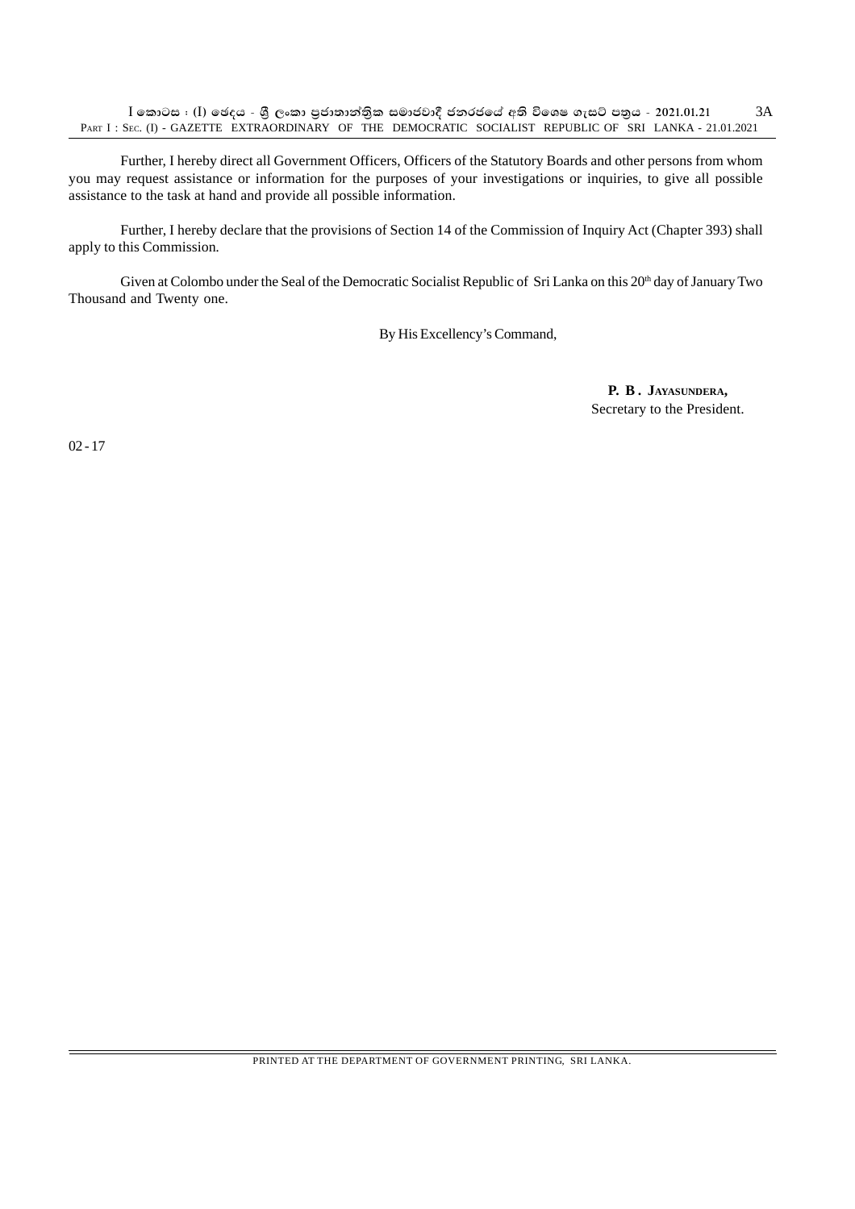Further, I hereby direct all Government Officers, Officers of the Statutory Boards and other persons from whom you may request assistance or information for the purposes of your investigations or inquiries, to give all possible assistance to the task at hand and provide all possible information.

Further, I hereby declare that the provisions of Section 14 of the Commission of Inquiry Act (Chapter 393) shall apply to this Commission.

Given at Colombo under the Seal of the Democratic Socialist Republic of Sri Lanka on this 20th day of January Two Thousand and Twenty one.

By His Excellency's Command,

**P. B. JAYASUNDERA,**
Secretary to the President.

02 - 17

PRINTED AT THE DEPARTMENT OF GOVERNMENT PRINTING, SRI LANKA.